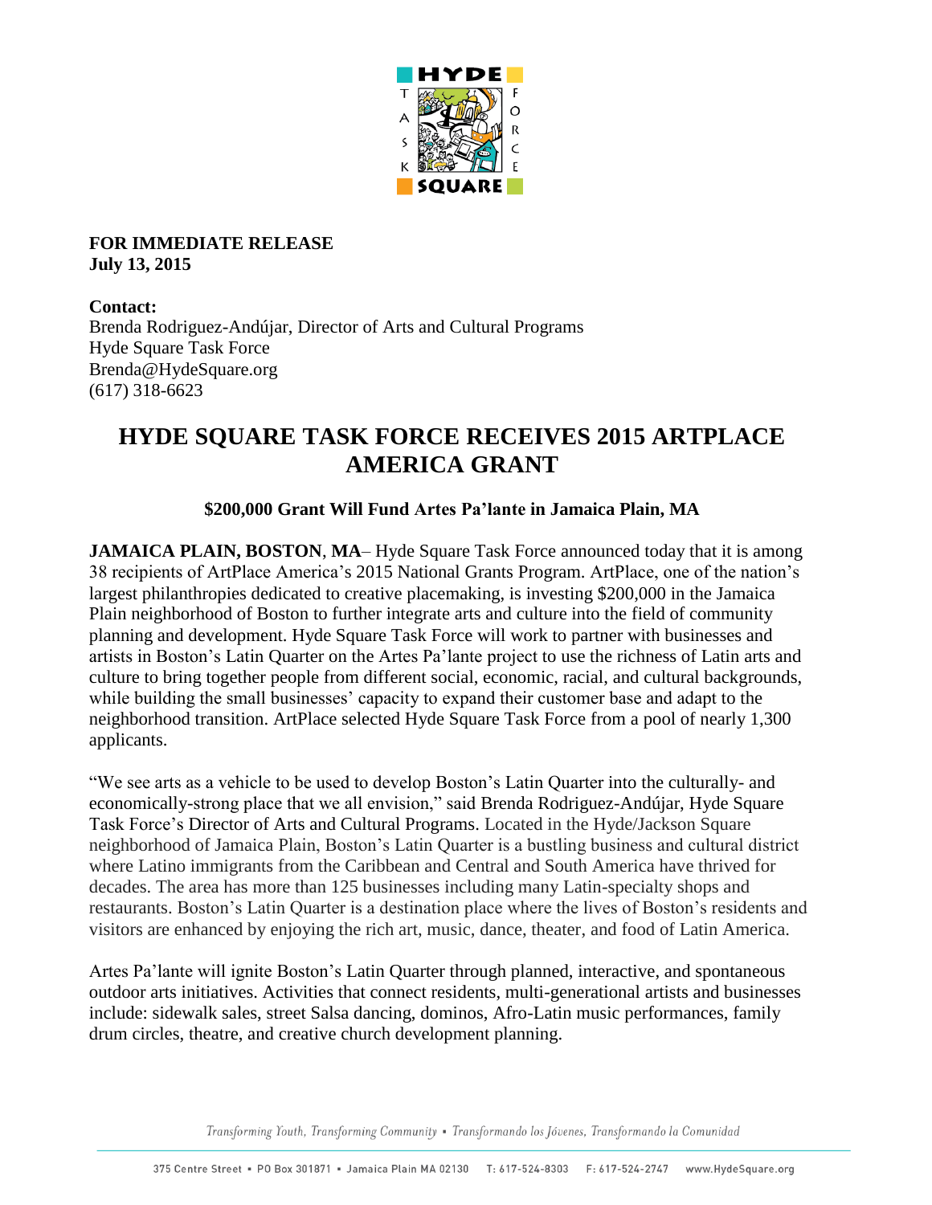**FOR IMMEDIATE RELEASE**
**July 13, 2015**

**Contact:**
Brenda Rodriguez-Andújar, Director of Arts and Cultural Programs
Hyde Square Task Force
Brenda@HydeSquare.org
(617) 318-6623

# HYDE SQUARE TASK FORCE RECEIVES 2015 ARTPLACE AMERICA GRANT

### $200,000 Grant Will Fund Artes Pa'lante in Jamaica Plain, MA

**JAMAICA PLAIN, BOSTON**, **MA**– Hyde Square Task Force announced today that it is among 38 recipients of ArtPlace America's 2015 National Grants Program. ArtPlace, one of the nation's largest philanthropies dedicated to creative placemaking, is investing $200,000 in the Jamaica Plain neighborhood of Boston to further integrate arts and culture into the field of community planning and development. Hyde Square Task Force will work to partner with businesses and artists in Boston's Latin Quarter on the Artes Pa'lante project to use the richness of Latin arts and culture to bring together people from different social, economic, racial, and cultural backgrounds, while building the small businesses' capacity to expand their customer base and adapt to the neighborhood transition. ArtPlace selected Hyde Square Task Force from a pool of nearly 1,300 applicants.

"We see arts as a vehicle to be used to develop Boston's Latin Quarter into the culturally- and economically-strong place that we all envision," said Brenda Rodriguez-Andújar, Hyde Square Task Force's Director of Arts and Cultural Programs. Located in the Hyde/Jackson Square neighborhood of Jamaica Plain, Boston's Latin Quarter is a bustling business and cultural district where Latino immigrants from the Caribbean and Central and South America have thrived for decades. The area has more than 125 businesses including many Latin-specialty shops and restaurants. Boston's Latin Quarter is a destination place where the lives of Boston's residents and visitors are enhanced by enjoying the rich art, music, dance, theater, and food of Latin America.

Artes Pa'lante will ignite Boston's Latin Quarter through planned, interactive, and spontaneous outdoor arts initiatives. Activities that connect residents, multi-generational artists and businesses include: sidewalk sales, street Salsa dancing, dominos, Afro-Latin music performances, family drum circles, theatre, and creative church development planning.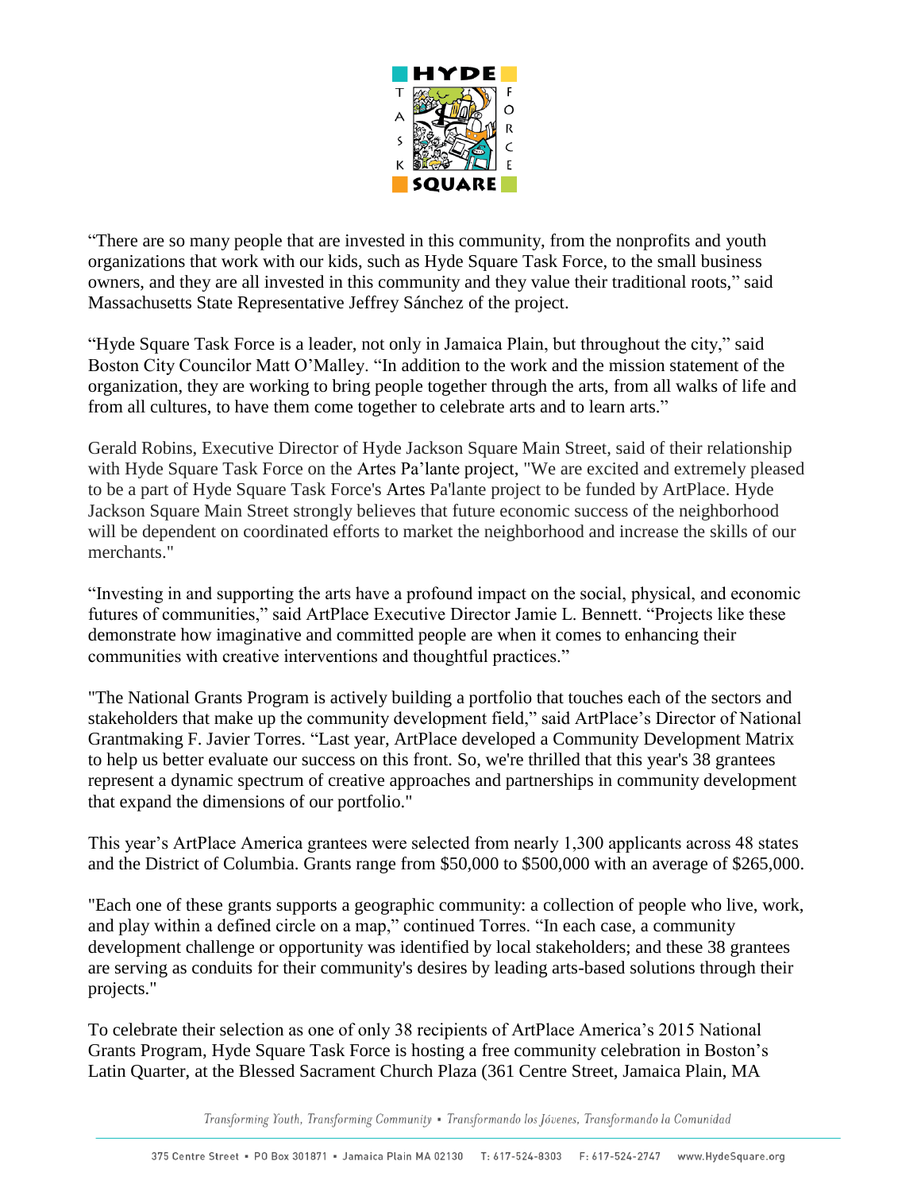“There are so many people that are invested in this community, from the nonprofits and youth organizations that work with our kids, such as Hyde Square Task Force, to the small business owners, and they are all invested in this community and they value their traditional roots,” said Massachusetts State Representative Jeffrey Sánchez of the project.

“Hyde Square Task Force is a leader, not only in Jamaica Plain, but throughout the city,” said Boston City Councilor Matt O’Malley. “In addition to the work and the mission statement of the organization, they are working to bring people together through the arts, from all walks of life and from all cultures, to have them come together to celebrate arts and to learn arts.”

Gerald Robins, Executive Director of Hyde Jackson Square Main Street, said of their relationship with Hyde Square Task Force on the Artes Pa’lante project, "We are excited and extremely pleased to be a part of Hyde Square Task Force's Artes Pa'lante project to be funded by ArtPlace. Hyde Jackson Square Main Street strongly believes that future economic success of the neighborhood will be dependent on coordinated efforts to market the neighborhood and increase the skills of our merchants."

“Investing in and supporting the arts have a profound impact on the social, physical, and economic futures of communities,” said ArtPlace Executive Director Jamie L. Bennett. “Projects like these demonstrate how imaginative and committed people are when it comes to enhancing their communities with creative interventions and thoughtful practices.”

"The National Grants Program is actively building a portfolio that touches each of the sectors and stakeholders that make up the community development field,” said ArtPlace’s Director of National Grantmaking F. Javier Torres. “Last year, ArtPlace developed a Community Development Matrix to help us better evaluate our success on this front. So, we're thrilled that this year's 38 grantees represent a dynamic spectrum of creative approaches and partnerships in community development that expand the dimensions of our portfolio."

This year’s ArtPlace America grantees were selected from nearly 1,300 applicants across 48 states and the District of Columbia. Grants range from $50,000 to $500,000 with an average of $265,000.

"Each one of these grants supports a geographic community: a collection of people who live, work, and play within a defined circle on a map,” continued Torres. “In each case, a community development challenge or opportunity was identified by local stakeholders; and these 38 grantees are serving as conduits for their community's desires by leading arts-based solutions through their projects."

To celebrate their selection as one of only 38 recipients of ArtPlace America’s 2015 National Grants Program, Hyde Square Task Force is hosting a free community celebration in Boston’s Latin Quarter, at the Blessed Sacrament Church Plaza (361 Centre Street, Jamaica Plain, MA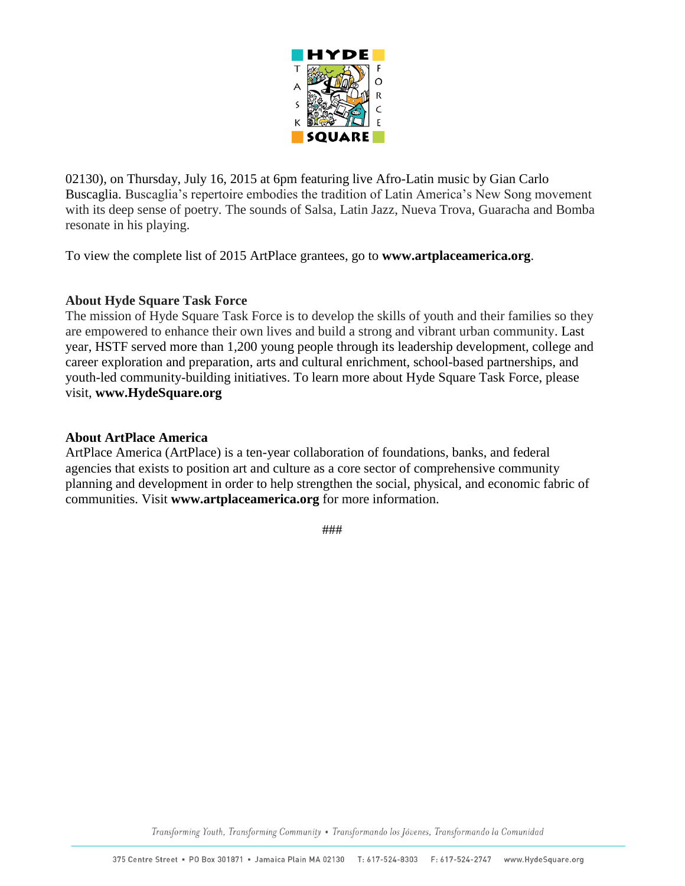02130), on Thursday, July 16, 2015 at 6pm featuring live Afro-Latin music by Gian Carlo Buscaglia. Buscaglia's repertoire embodies the tradition of Latin America's New Song movement with its deep sense of poetry. The sounds of Salsa, Latin Jazz, Nueva Trova, Guaracha and Bomba resonate in his playing.

To view the complete list of 2015 ArtPlace grantees, go to **www.artplaceamerica.org**.

**About Hyde Square Task Force**

The mission of Hyde Square Task Force is to develop the skills of youth and their families so they are empowered to enhance their own lives and build a strong and vibrant urban community. Last year, HSTF served more than 1,200 young people through its leadership development, college and career exploration and preparation, arts and cultural enrichment, school-based partnerships, and youth-led community-building initiatives. To learn more about Hyde Square Task Force, please visit, **www.HydeSquare.org**

**About ArtPlace America**

ArtPlace America (ArtPlace) is a ten-year collaboration of foundations, banks, and federal agencies that exists to position art and culture as a core sector of comprehensive community planning and development in order to help strengthen the social, physical, and economic fabric of communities. Visit **www.artplaceamerica.org** for more information.

###